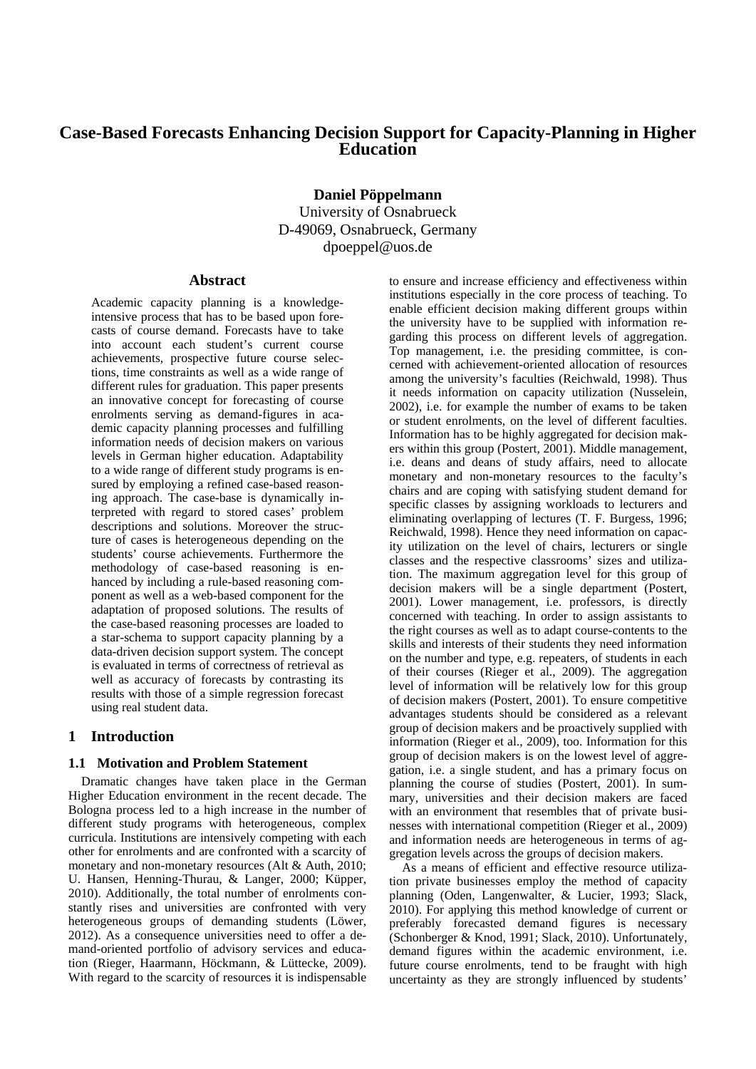# Case-Based Forecasts Enhancing Decision Support for Capacity-Planning in Higher Education

**Daniel Pöppelmann**
University of Osnabrueck
D-49069, Osnabrueck, Germany
dpoeppel@uos.de

## Abstract

Academic capacity planning is a knowledge-intensive process that has to be based upon forecasts of course demand. Forecasts have to take into account each student's current course achievements, prospective future course selections, time constraints as well as a wide range of different rules for graduation. This paper presents an innovative concept for forecasting of course enrolments serving as demand-figures in academic capacity planning processes and fulfilling information needs of decision makers on various levels in German higher education. Adaptability to a wide range of different study programs is ensured by employing a refined case-based reasoning approach. The case-base is dynamically interpreted with regard to stored cases' problem descriptions and solutions. Moreover the structure of cases is heterogeneous depending on the students' course achievements. Furthermore the methodology of case-based reasoning is enhanced by including a rule-based reasoning component as well as a web-based component for the adaptation of proposed solutions. The results of the case-based reasoning processes are loaded to a star-schema to support capacity planning by a data-driven decision support system. The concept is evaluated in terms of correctness of retrieval as well as accuracy of forecasts by contrasting its results with those of a simple regression forecast using real student data.

## 1 Introduction

### 1.1 Motivation and Problem Statement

Dramatic changes have taken place in the German Higher Education environment in the recent decade. The Bologna process led to a high increase in the number of different study programs with heterogeneous, complex curricula. Institutions are intensively competing with each other for enrolments and are confronted with a scarcity of monetary and non-monetary resources (Alt & Auth, 2010; U. Hansen, Henning-Thurau, & Langer, 2000; Küpper, 2010). Additionally, the total number of enrolments constantly rises and universities are confronted with very heterogeneous groups of demanding students (Löwer, 2012). As a consequence universities need to offer a demand-oriented portfolio of advisory services and education (Rieger, Haarmann, Höckmann, & Lüttecke, 2009). With regard to the scarcity of resources it is indispensable to ensure and increase efficiency and effectiveness within institutions especially in the core process of teaching. To enable efficient decision making different groups within the university have to be supplied with information regarding this process on different levels of aggregation. Top management, i.e. the presiding committee, is concerned with achievement-oriented allocation of resources among the university's faculties (Reichwald, 1998). Thus it needs information on capacity utilization (Nusselein, 2002), i.e. for example the number of exams to be taken or student enrolments, on the level of different faculties. Information has to be highly aggregated for decision makers within this group (Postert, 2001). Middle management, i.e. deans and deans of study affairs, need to allocate monetary and non-monetary resources to the faculty's chairs and are coping with satisfying student demand for specific classes by assigning workloads to lecturers and eliminating overlapping of lectures (T. F. Burgess, 1996; Reichwald, 1998). Hence they need information on capacity utilization on the level of chairs, lecturers or single classes and the respective classrooms' sizes and utilization. The maximum aggregation level for this group of decision makers will be a single department (Postert, 2001). Lower management, i.e. professors, is directly concerned with teaching. In order to assign assistants to the right courses as well as to adapt course-contents to the skills and interests of their students they need information on the number and type, e.g. repeaters, of students in each of their courses (Rieger et al., 2009). The aggregation level of information will be relatively low for this group of decision makers (Postert, 2001). To ensure competitive advantages students should be considered as a relevant group of decision makers and be proactively supplied with information (Rieger et al., 2009), too. Information for this group of decision makers is on the lowest level of aggregation, i.e. a single student, and has a primary focus on planning the course of studies (Postert, 2001). In summary, universities and their decision makers are faced with an environment that resembles that of private businesses with international competition (Rieger et al., 2009) and information needs are heterogeneous in terms of aggregation levels across the groups of decision makers.

As a means of efficient and effective resource utilization private businesses employ the method of capacity planning (Oden, Langenwalter, & Lucier, 1993; Slack, 2010). For applying this method knowledge of current or preferably forecasted demand figures is necessary (Schonberger & Knod, 1991; Slack, 2010). Unfortunately, demand figures within the academic environment, i.e. future course enrolments, tend to be fraught with high uncertainty as they are strongly influenced by students'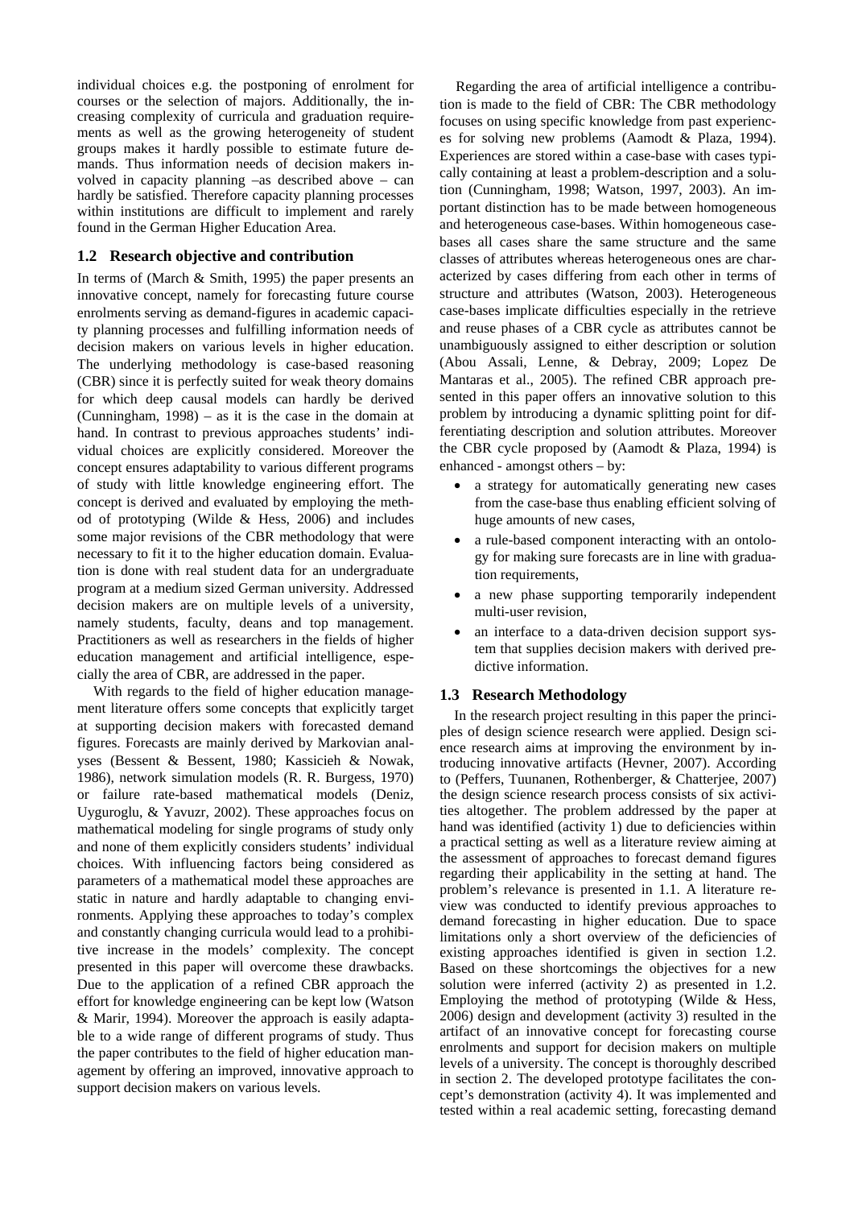individual choices e.g. the postponing of enrolment for courses or the selection of majors. Additionally, the increasing complexity of curricula and graduation requirements as well as the growing heterogeneity of student groups makes it hardly possible to estimate future demands. Thus information needs of decision makers involved in capacity planning –as described above – can hardly be satisfied. Therefore capacity planning processes within institutions are difficult to implement and rarely found in the German Higher Education Area.

## 1.2 Research objective and contribution

In terms of (March & Smith, 1995) the paper presents an innovative concept, namely for forecasting future course enrolments serving as demand-figures in academic capacity planning processes and fulfilling information needs of decision makers on various levels in higher education. The underlying methodology is case-based reasoning (CBR) since it is perfectly suited for weak theory domains for which deep causal models can hardly be derived (Cunningham, 1998) – as it is the case in the domain at hand. In contrast to previous approaches students' individual choices are explicitly considered. Moreover the concept ensures adaptability to various different programs of study with little knowledge engineering effort. The concept is derived and evaluated by employing the method of prototyping (Wilde & Hess, 2006) and includes some major revisions of the CBR methodology that were necessary to fit it to the higher education domain. Evaluation is done with real student data for an undergraduate program at a medium sized German university. Addressed decision makers are on multiple levels of a university, namely students, faculty, deans and top management. Practitioners as well as researchers in the fields of higher education management and artificial intelligence, especially the area of CBR, are addressed in the paper.

With regards to the field of higher education management literature offers some concepts that explicitly target at supporting decision makers with forecasted demand figures. Forecasts are mainly derived by Markovian analyses (Bessent & Bessent, 1980; Kassicieh & Nowak, 1986), network simulation models (R. R. Burgess, 1970) or failure rate-based mathematical models (Deniz, Uyguroglu, & Yavuzr, 2002). These approaches focus on mathematical modeling for single programs of study only and none of them explicitly considers students' individual choices. With influencing factors being considered as parameters of a mathematical model these approaches are static in nature and hardly adaptable to changing environments. Applying these approaches to today's complex and constantly changing curricula would lead to a prohibitive increase in the models' complexity. The concept presented in this paper will overcome these drawbacks. Due to the application of a refined CBR approach the effort for knowledge engineering can be kept low (Watson & Marir, 1994). Moreover the approach is easily adaptable to a wide range of different programs of study. Thus the paper contributes to the field of higher education management by offering an improved, innovative approach to support decision makers on various levels.

Regarding the area of artificial intelligence a contribution is made to the field of CBR: The CBR methodology focuses on using specific knowledge from past experiences for solving new problems (Aamodt & Plaza, 1994). Experiences are stored within a case-base with cases typically containing at least a problem-description and a solution (Cunningham, 1998; Watson, 1997, 2003). An important distinction has to be made between homogeneous and heterogeneous case-bases. Within homogeneous case-bases all cases share the same structure and the same classes of attributes whereas heterogeneous ones are characterized by cases differing from each other in terms of structure and attributes (Watson, 2003). Heterogeneous case-bases implicate difficulties especially in the retrieve and reuse phases of a CBR cycle as attributes cannot be unambiguously assigned to either description or solution (Abou Assali, Lenne, & Debray, 2009; Lopez De Mantaras et al., 2005). The refined CBR approach presented in this paper offers an innovative solution to this problem by introducing a dynamic splitting point for differentiating description and solution attributes. Moreover the CBR cycle proposed by (Aamodt & Plaza, 1994) is enhanced - amongst others – by:

- a strategy for automatically generating new cases from the case-base thus enabling efficient solving of huge amounts of new cases,
- a rule-based component interacting with an ontology for making sure forecasts are in line with graduation requirements,
- a new phase supporting temporarily independent multi-user revision,
- an interface to a data-driven decision support system that supplies decision makers with derived predictive information.

## 1.3 Research Methodology

In the research project resulting in this paper the principles of design science research were applied. Design science research aims at improving the environment by introducing innovative artifacts (Hevner, 2007). According to (Peffers, Tuunanen, Rothenberger, & Chatterjee, 2007) the design science research process consists of six activities altogether. The problem addressed by the paper at hand was identified (activity 1) due to deficiencies within a practical setting as well as a literature review aiming at the assessment of approaches to forecast demand figures regarding their applicability in the setting at hand. The problem's relevance is presented in 1.1. A literature review was conducted to identify previous approaches to demand forecasting in higher education. Due to space limitations only a short overview of the deficiencies of existing approaches identified is given in section 1.2. Based on these shortcomings the objectives for a new solution were inferred (activity 2) as presented in 1.2. Employing the method of prototyping (Wilde & Hess, 2006) design and development (activity 3) resulted in the artifact of an innovative concept for forecasting course enrolments and support for decision makers on multiple levels of a university. The concept is thoroughly described in section 2. The developed prototype facilitates the concept's demonstration (activity 4). It was implemented and tested within a real academic setting, forecasting demand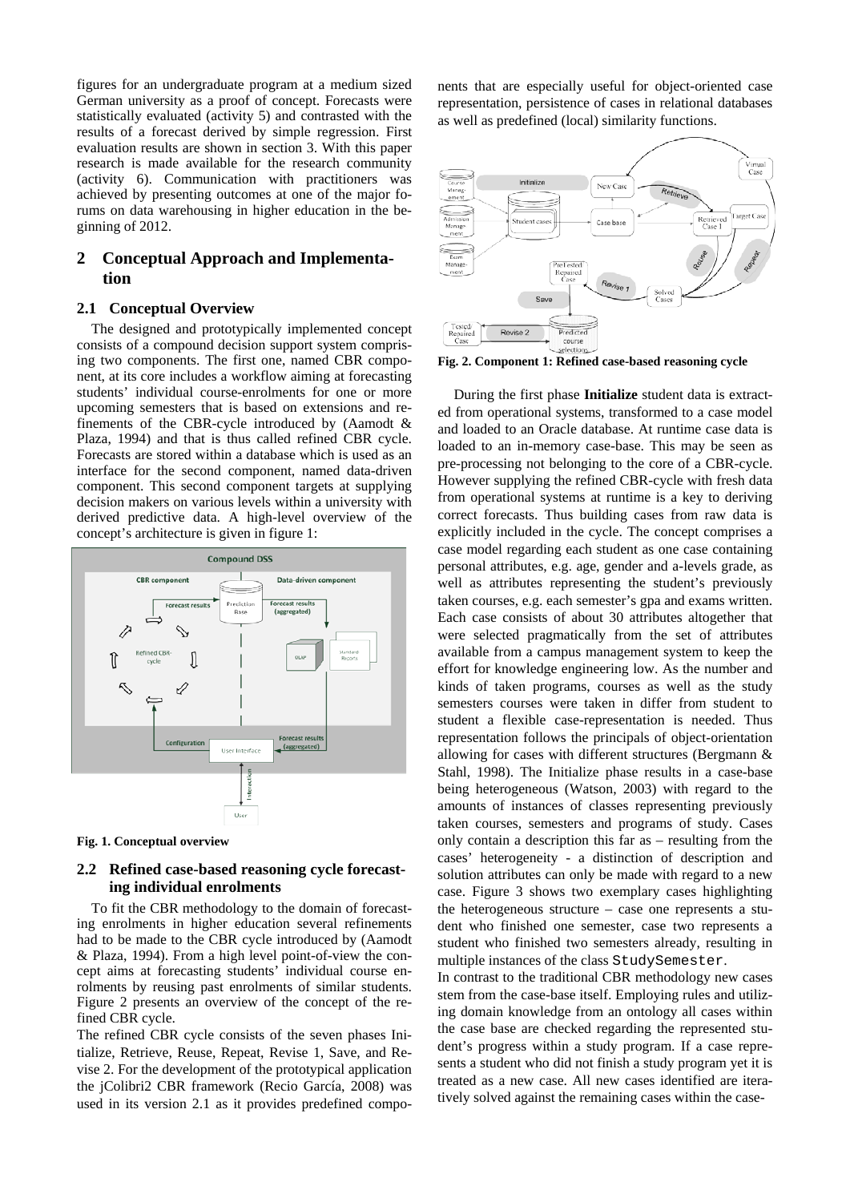figures for an undergraduate program at a medium sized German university as a proof of concept. Forecasts were statistically evaluated (activity 5) and contrasted with the results of a forecast derived by simple regression. First evaluation results are shown in section 3. With this paper research is made available for the research community (activity 6). Communication with practitioners was achieved by presenting outcomes at one of the major forums on data warehousing in higher education in the beginning of 2012.

## 2 Conceptual Approach and Implementation

### 2.1 Conceptual Overview

The designed and prototypically implemented concept consists of a compound decision support system comprising two components. The first one, named CBR component, at its core includes a workflow aiming at forecasting students' individual course-enrolments for one or more upcoming semesters that is based on extensions and refinements of the CBR-cycle introduced by (Aamodt & Plaza, 1994) and that is thus called refined CBR cycle. Forecasts are stored within a database which is used as an interface for the second component, named data-driven component. This second component targets at supplying decision makers on various levels within a university with derived predictive data. A high-level overview of the concept's architecture is given in figure 1:

Compound DSS
CBR component
Data-driven component
Forecast results
Prediction Base
Forecast results (aggregated)
Refined CBR-cycle
OLAP
Standard Reports
Configuration
User Interface
Forecast results (aggregated)
Interaction
User

**Fig. 1. Conceptual overview**

### 2.2 Refined case-based reasoning cycle forecasting individual enrolments

To fit the CBR methodology to the domain of forecasting enrolments in higher education several refinements had to be made to the CBR cycle introduced by (Aamodt & Plaza, 1994). From a high level point-of-view the concept aims at forecasting students' individual course enrolments by reusing past enrolments of similar students. Figure 2 presents an overview of the concept of the refined CBR cycle.

The refined CBR cycle consists of the seven phases Initialize, Retrieve, Reuse, Repeat, Revise 1, Save, and Revise 2. For the development of the prototypical application the jColibri2 CBR framework (Recio García, 2008) was used in its version 2.1 as it provides predefined components that are especially useful for object-oriented case representation, persistence of cases in relational databases as well as predefined (local) similarity functions.

Course Management
Admission Management
Exam Management
Initialize
Student cases
New Case
Case base
Retrieve
Retrieved Case 1
Target Case
Virtual Case
Reuse
Repeat
Pre-tested/Repaired Case
Revise 1
Solved Cases
Save
Tested/Repaired Case
Revise 2
Predicted course selections

**Fig. 2. Component 1: Refined case-based reasoning cycle**

During the first phase **Initialize** student data is extracted from operational systems, transformed to a case model and loaded to an Oracle database. At runtime case data is loaded to an in-memory case-base. This may be seen as pre-processing not belonging to the core of a CBR-cycle. However supplying the refined CBR-cycle with fresh data from operational systems at runtime is a key to deriving correct forecasts. Thus building cases from raw data is explicitly included in the cycle. The concept comprises a case model regarding each student as one case containing personal attributes, e.g. age, gender and a-levels grade, as well as attributes representing the student's previously taken courses, e.g. each semester's gpa and exams written. Each case consists of about 30 attributes altogether that were selected pragmatically from the set of attributes available from a campus management system to keep the effort for knowledge engineering low. As the number and kinds of taken programs, courses as well as the study semesters courses were taken in differ from student to student a flexible case-representation is needed. Thus representation follows the principals of object-orientation allowing for cases with different structures (Bergmann & Stahl, 1998). The Initialize phase results in a case-base being heterogeneous (Watson, 2003) with regard to the amounts of instances of classes representing previously taken courses, semesters and programs of study. Cases only contain a description this far as – resulting from the cases' heterogeneity - a distinction of description and solution attributes can only be made with regard to a new case. Figure 3 shows two exemplary cases highlighting the heterogeneous structure – case one represents a student who finished one semester, case two represents a student who finished two semesters already, resulting in multiple instances of the class `StudySemester`.

In contrast to the traditional CBR methodology new cases stem from the case-base itself. Employing rules and utilizing domain knowledge from an ontology all cases within the case base are checked regarding the represented student's progress within a study program. If a case represents a student who did not finish a study program yet it is treated as a new case. All new cases identified are iteratively solved against the remaining cases within the case-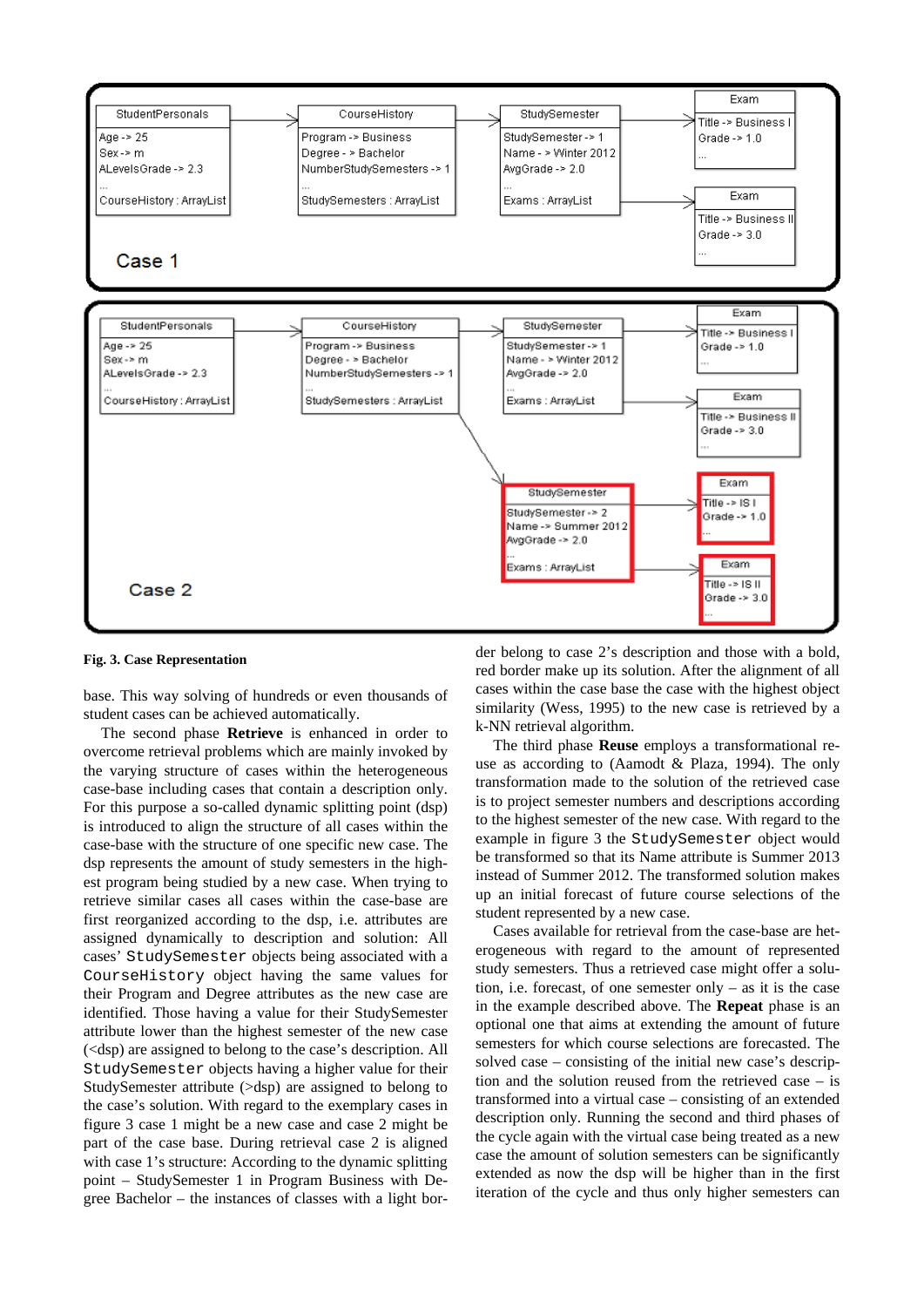Case 1

StudentPersonals
Age -> 25
Sex -> m
ALevelsGrade -> 2.3
...
CourseHistory : ArrayList

CourseHistory
Program -> Business
Degree - > Bachelor
NumberStudySemesters -> 1
...
StudySemesters : ArrayList

StudySemester
StudySemester -> 1
Name - > Winter 2012
AvgGrade -> 2.0
...
Exams : ArrayList

Exam
Title -> Business I
Grade -> 1.0
...

Exam
Title -> Business II
Grade -> 3.0
...

Case 2

StudentPersonals
Age -> 25
Sex -> m
ALevelsGrade -> 2.3
...
CourseHistory : ArrayList

CourseHistory
Program -> Business
Degree - > Bachelor
NumberStudySemesters -> 1
...
StudySemesters : ArrayList

StudySemester
StudySemester -> 1
Name - > Winter 2012
AvgGrade -> 2.0
...
Exams : ArrayList

Exam
Title -> Business I
Grade -> 1.0
...

Exam
Title -> Business II
Grade -> 3.0
...

StudySemester
StudySemester -> 2
Name -> Summer 2012
AvgGrade -> 2.0
...
Exams : ArrayList

Exam
Title -> IS I
Grade -> 1.0
...

Exam
Title -> IS II
Grade -> 3.0
...

**Fig. 3. Case Representation**

base. This way solving of hundreds or even thousands of student cases can be achieved automatically.

The second phase **Retrieve** is enhanced in order to overcome retrieval problems which are mainly invoked by the varying structure of cases within the heterogeneous case-base including cases that contain a description only. For this purpose a so-called dynamic splitting point (dsp) is introduced to align the structure of all cases within the case-base with the structure of one specific new case. The dsp represents the amount of study semesters in the highest program being studied by a new case. When trying to retrieve similar cases all cases within the case-base are first reorganized according to the dsp, i.e. attributes are assigned dynamically to description and solution: All cases' `StudySemester` objects being associated with a `CourseHistory` object having the same values for their Program and Degree attributes as the new case are identified. Those having a value for their StudySemester attribute lower than the highest semester of the new case (<dsp) are assigned to belong to the case's description. All `StudySemester` objects having a higher value for their StudySemester attribute (>dsp) are assigned to belong to the case's solution. With regard to the exemplary cases in figure 3 case 1 might be a new case and case 2 might be part of the case base. During retrieval case 2 is aligned with case 1's structure: According to the dynamic splitting point – StudySemester 1 in Program Business with Degree Bachelor – the instances of classes with a light border belong to case 2's description and those with a bold, red border make up its solution. After the alignment of all cases within the case base the case with the highest object similarity (Wess, 1995) to the new case is retrieved by a k-NN retrieval algorithm.

The third phase **Reuse** employs a transformational reuse as according to (Aamodt & Plaza, 1994). The only transformation made to the solution of the retrieved case is to project semester numbers and descriptions according to the highest semester of the new case. With regard to the example in figure 3 the `StudySemester` object would be transformed so that its Name attribute is Summer 2013 instead of Summer 2012. The transformed solution makes up an initial forecast of future course selections of the student represented by a new case.

Cases available for retrieval from the case-base are heterogeneous with regard to the amount of represented study semesters. Thus a retrieved case might offer a solution, i.e. forecast, of one semester only – as it is the case in the example described above. The **Repeat** phase is an optional one that aims at extending the amount of future semesters for which course selections are forecasted. The solved case – consisting of the initial new case's description and the solution reused from the retrieved case – is transformed into a virtual case – consisting of an extended description only. Running the second and third phases of the cycle again with the virtual case being treated as a new case the amount of solution semesters can be significantly extended as now the dsp will be higher than in the first iteration of the cycle and thus only higher semesters can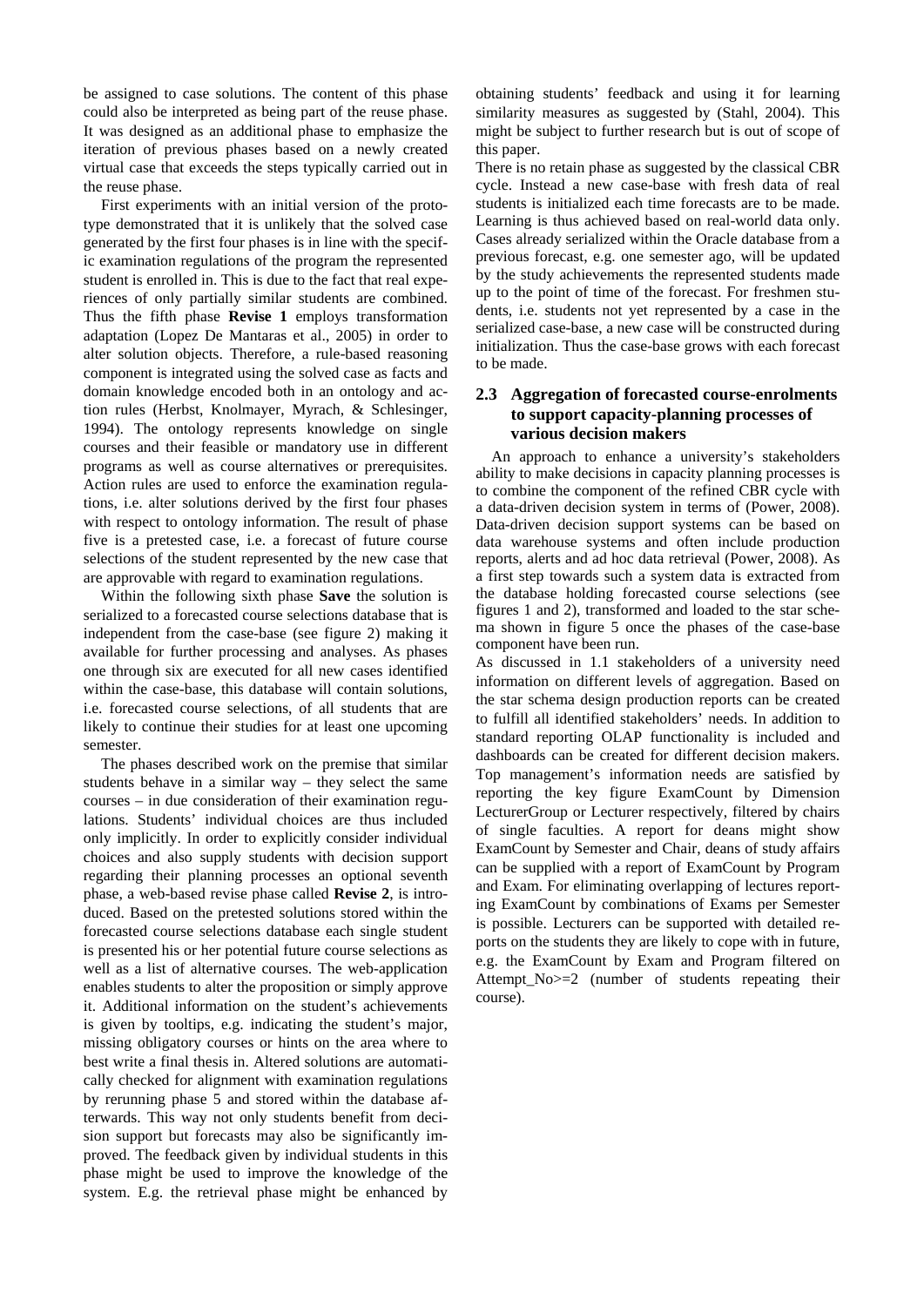be assigned to case solutions. The content of this phase could also be interpreted as being part of the reuse phase. It was designed as an additional phase to emphasize the iteration of previous phases based on a newly created virtual case that exceeds the steps typically carried out in the reuse phase.

First experiments with an initial version of the prototype demonstrated that it is unlikely that the solved case generated by the first four phases is in line with the specific examination regulations of the program the represented student is enrolled in. This is due to the fact that real experiences of only partially similar students are combined. Thus the fifth phase **Revise 1** employs transformation adaptation (Lopez De Mantaras et al., 2005) in order to alter solution objects. Therefore, a rule-based reasoning component is integrated using the solved case as facts and domain knowledge encoded both in an ontology and action rules (Herbst, Knolmayer, Myrach, & Schlesinger, 1994). The ontology represents knowledge on single courses and their feasible or mandatory use in different programs as well as course alternatives or prerequisites. Action rules are used to enforce the examination regulations, i.e. alter solutions derived by the first four phases with respect to ontology information. The result of phase five is a pretested case, i.e. a forecast of future course selections of the student represented by the new case that are approvable with regard to examination regulations.

Within the following sixth phase **Save** the solution is serialized to a forecasted course selections database that is independent from the case-base (see figure 2) making it available for further processing and analyses. As phases one through six are executed for all new cases identified within the case-base, this database will contain solutions, i.e. forecasted course selections, of all students that are likely to continue their studies for at least one upcoming semester.

The phases described work on the premise that similar students behave in a similar way – they select the same courses – in due consideration of their examination regulations. Students' individual choices are thus included only implicitly. In order to explicitly consider individual choices and also supply students with decision support regarding their planning processes an optional seventh phase, a web-based revise phase called **Revise 2**, is introduced. Based on the pretested solutions stored within the forecasted course selections database each single student is presented his or her potential future course selections as well as a list of alternative courses. The web-application enables students to alter the proposition or simply approve it. Additional information on the student's achievements is given by tooltips, e.g. indicating the student's major, missing obligatory courses or hints on the area where to best write a final thesis in. Altered solutions are automatically checked for alignment with examination regulations by rerunning phase 5 and stored within the database afterwards. This way not only students benefit from decision support but forecasts may also be significantly improved. The feedback given by individual students in this phase might be used to improve the knowledge of the system. E.g. the retrieval phase might be enhanced by obtaining students' feedback and using it for learning similarity measures as suggested by (Stahl, 2004). This might be subject to further research but is out of scope of this paper.

There is no retain phase as suggested by the classical CBR cycle. Instead a new case-base with fresh data of real students is initialized each time forecasts are to be made. Learning is thus achieved based on real-world data only. Cases already serialized within the Oracle database from a previous forecast, e.g. one semester ago, will be updated by the study achievements the represented students made up to the point of time of the forecast. For freshmen students, i.e. students not yet represented by a case in the serialized case-base, a new case will be constructed during initialization. Thus the case-base grows with each forecast to be made.

### 2.3 Aggregation of forecasted course-enrolments to support capacity-planning processes of various decision makers

An approach to enhance a university's stakeholders ability to make decisions in capacity planning processes is to combine the component of the refined CBR cycle with a data-driven decision system in terms of (Power, 2008). Data-driven decision support systems can be based on data warehouse systems and often include production reports, alerts and ad hoc data retrieval (Power, 2008). As a first step towards such a system data is extracted from the database holding forecasted course selections (see figures 1 and 2), transformed and loaded to the star schema shown in figure 5 once the phases of the case-base component have been run.

As discussed in 1.1 stakeholders of a university need information on different levels of aggregation. Based on the star schema design production reports can be created to fulfill all identified stakeholders' needs. In addition to standard reporting OLAP functionality is included and dashboards can be created for different decision makers. Top management's information needs are satisfied by reporting the key figure ExamCount by Dimension LecturerGroup or Lecturer respectively, filtered by chairs of single faculties. A report for deans might show ExamCount by Semester and Chair, deans of study affairs can be supplied with a report of ExamCount by Program and Exam. For eliminating overlapping of lectures reporting ExamCount by combinations of Exams per Semester is possible. Lecturers can be supported with detailed reports on the students they are likely to cope with in future, e.g. the ExamCount by Exam and Program filtered on Attempt_No>=2 (number of students repeating their course).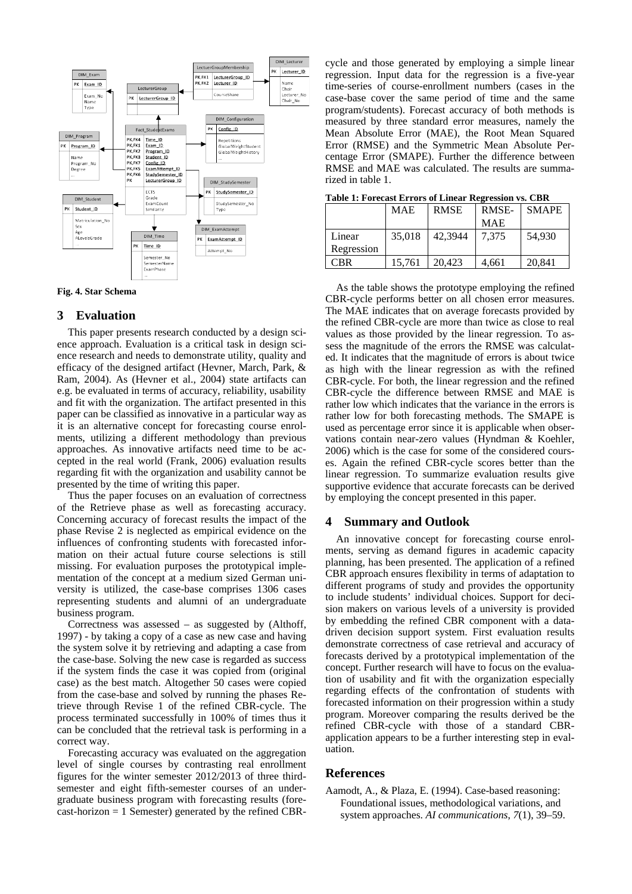DIM_Exam

PK Exam_ID

Exam_No
Name
Type

LecturerGroup

PK LecturerGroup_ID

LecturerGroupMembership

PK,FK1 LecturerGroup_ID
PK,FK2 Lecturer_ID

CourseShare

DIM_Lecturer

PK Lecturer_ID

Name
Chair
Lecturer_No
Chair_No

DIM_Configuration

PK Config_ID

Repetitions
GlobalWeightStudent
GlobalWeightHistory
...

DIM_Program

PK Program_ID

Name
Program_No
Degree
...

Fact_StudentExams

PK,FK4 Time_ID
PK,FK1 Exam_ID
PK,FK2 Program_ID
PK,FK3 Student_ID
PK,FK7 Config_ID
PK,FK5 ExamAttempt_ID
PK,FK6 StudySemester_ID
PK LecturerGroup_ID

ECTS
Grade
ExamCount
Similarity

DIM_StudySemester

PK StudySemester_ID

StudySemester_No
Type

DIM_Student

PK Student_ID

Matriculation_No
Sex
Age
ALevelsGrade
...

DIM_Time

PK Time_ID

Semester_No
SemesterName
ExamPhase
...

DIM_ExamAttempt

PK ExamAttempt_ID

Attempt_No

**Fig. 4. Star Schema**

## 3 Evaluation

This paper presents research conducted by a design science approach. Evaluation is a critical task in design science research and needs to demonstrate utility, quality and efficacy of the designed artifact (Hevner, March, Park, & Ram, 2004). As (Hevner et al., 2004) state artifacts can e.g. be evaluated in terms of accuracy, reliability, usability and fit with the organization. The artifact presented in this paper can be classified as innovative in a particular way as it is an alternative concept for forecasting course enrolments, utilizing a different methodology than previous approaches. As innovative artifacts need time to be accepted in the real world (Frank, 2006) evaluation results regarding fit with the organization and usability cannot be presented by the time of writing this paper.

Thus the paper focuses on an evaluation of correctness of the Retrieve phase as well as forecasting accuracy. Concerning accuracy of forecast results the impact of the phase Revise 2 is neglected as empirical evidence on the influences of confronting students with forecasted information on their actual future course selections is still missing. For evaluation purposes the prototypical implementation of the concept at a medium sized German university is utilized, the case-base comprises 1306 cases representing students and alumni of an undergraduate business program.

Correctness was assessed – as suggested by (Althoff, 1997) - by taking a copy of a case as new case and having the system solve it by retrieving and adapting a case from the case-base. Solving the new case is regarded as success if the system finds the case it was copied from (original case) as the best match. Altogether 50 cases were copied from the case-base and solved by running the phases Retrieve through Revise 1 of the refined CBR-cycle. The process terminated successfully in 100% of times thus it can be concluded that the retrieval task is performing in a correct way.

Forecasting accuracy was evaluated on the aggregation level of single courses by contrasting real enrollment figures for the winter semester 2012/2013 of three third-semester and eight fifth-semester courses of an undergraduate business program with forecasting results (forecast-horizon = 1 Semester) generated by the refined CBR-cycle and those generated by employing a simple linear regression. Input data for the regression is a five-year time-series of course-enrollment numbers (cases in the case-base cover the same period of time and the same program/students). Forecast accuracy of both methods is measured by three standard error measures, namely the Mean Absolute Error (MAE), the Root Mean Squared Error (RMSE) and the Symmetric Mean Absolute Percentage Error (SMAPE). Further the difference between RMSE and MAE was calculated. The results are summarized in table 1.

**Table 1: Forecast Errors of Linear Regression vs. CBR**

| | MAE | RMSE | RMSE-MAE | SMAPE |
|---|---|---|---|---|
| Linear Regression | 35,018 | 42,3944 | 7,375 | 54,930 |
| CBR | 15,761 | 20,423 | 4,661 | 20,841 |

As the table shows the prototype employing the refined CBR-cycle performs better on all chosen error measures. The MAE indicates that on average forecasts provided by the refined CBR-cycle are more than twice as close to real values as those provided by the linear regression. To assess the magnitude of the errors the RMSE was calculated. It indicates that the magnitude of errors is about twice as high with the linear regression as with the refined CBR-cycle. For both, the linear regression and the refined CBR-cycle the difference between RMSE and MAE is rather low which indicates that the variance in the errors is rather low for both forecasting methods. The SMAPE is used as percentage error since it is applicable when observations contain near-zero values (Hyndman & Koehler, 2006) which is the case for some of the considered courses. Again the refined CBR-cycle scores better than the linear regression. To summarize evaluation results give supportive evidence that accurate forecasts can be derived by employing the concept presented in this paper.

## 4 Summary and Outlook

An innovative concept for forecasting course enrolments, serving as demand figures in academic capacity planning, has been presented. The application of a refined CBR approach ensures flexibility in terms of adaptation to different programs of study and provides the opportunity to include students' individual choices. Support for decision makers on various levels of a university is provided by embedding the refined CBR component with a data-driven decision support system. First evaluation results demonstrate correctness of case retrieval and accuracy of forecasts derived by a prototypical implementation of the concept. Further research will have to focus on the evaluation of usability and fit with the organization especially regarding effects of the confrontation of students with forecasted information on their progression within a study program. Moreover comparing the results derived be the refined CBR-cycle with those of a standard CBR-application appears to be a further interesting step in evaluation.

## References

Aamodt, A., & Plaza, E. (1994). Case-based reasoning: Foundational issues, methodological variations, and system approaches. *AI communications*, *7*(1), 39–59.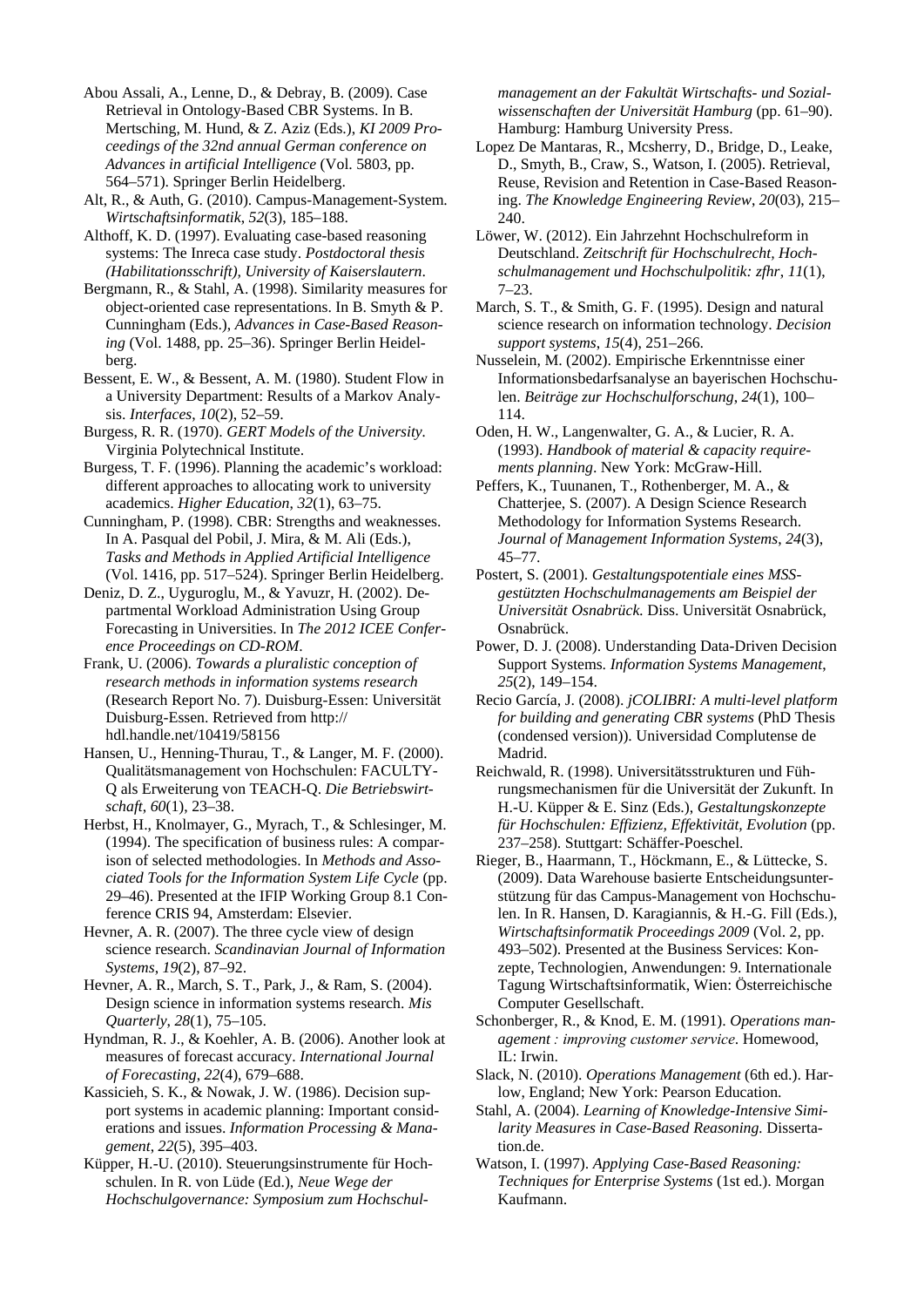Abou Assali, A., Lenne, D., & Debray, B. (2009). Case Retrieval in Ontology-Based CBR Systems. In B. Mertsching, M. Hund, & Z. Aziz (Eds.), *KI 2009 Proceedings of the 32nd annual German conference on Advances in artificial Intelligence* (Vol. 5803, pp. 564–571). Springer Berlin Heidelberg.

Alt, R., & Auth, G. (2010). Campus-Management-System. *Wirtschaftsinformatik*, *52*(3), 185–188.

Althoff, K. D. (1997). Evaluating case-based reasoning systems: The Inreca case study. *Postdoctoral thesis (Habilitationsschrift), University of Kaiserslautern*.

Bergmann, R., & Stahl, A. (1998). Similarity measures for object-oriented case representations. In B. Smyth & P. Cunningham (Eds.), *Advances in Case-Based Reasoning* (Vol. 1488, pp. 25–36). Springer Berlin Heidelberg.

Bessent, E. W., & Bessent, A. M. (1980). Student Flow in a University Department: Results of a Markov Analysis. *Interfaces*, *10*(2), 52–59.

Burgess, R. R. (1970). *GERT Models of the University*. Virginia Polytechnical Institute.

Burgess, T. F. (1996). Planning the academic's workload: different approaches to allocating work to university academics. *Higher Education*, *32*(1), 63–75.

Cunningham, P. (1998). CBR: Strengths and weaknesses. In A. Pasqual del Pobil, J. Mira, & M. Ali (Eds.), *Tasks and Methods in Applied Artificial Intelligence* (Vol. 1416, pp. 517–524). Springer Berlin Heidelberg.

Deniz, D. Z., Uyguroglu, M., & Yavuzr, H. (2002). Departmental Workload Administration Using Group Forecasting in Universities. In *The 2012 ICEE Conference Proceedings on CD-ROM*.

Frank, U. (2006). *Towards a pluralistic conception of research methods in information systems research* (Research Report No. 7). Duisburg-Essen: Universität Duisburg-Essen. Retrieved from http://hdl.handle.net/10419/58156

Hansen, U., Henning-Thurau, T., & Langer, M. F. (2000). Qualitätsmanagement von Hochschulen: FACULTY-Q als Erweiterung von TEACH-Q. *Die Betriebswirtschaft*, *60*(1), 23–38.

Herbst, H., Knolmayer, G., Myrach, T., & Schlesinger, M. (1994). The specification of business rules: A comparison of selected methodologies. In *Methods and Associated Tools for the Information System Life Cycle* (pp. 29–46). Presented at the IFIP Working Group 8.1 Conference CRIS 94, Amsterdam: Elsevier.

Hevner, A. R. (2007). The three cycle view of design science research. *Scandinavian Journal of Information Systems*, *19*(2), 87–92.

Hevner, A. R., March, S. T., Park, J., & Ram, S. (2004). Design science in information systems research. *Mis Quarterly*, *28*(1), 75–105.

Hyndman, R. J., & Koehler, A. B. (2006). Another look at measures of forecast accuracy. *International Journal of Forecasting*, *22*(4), 679–688.

Kassicieh, S. K., & Nowak, J. W. (1986). Decision support systems in academic planning: Important considerations and issues. *Information Processing & Management*, *22*(5), 395–403.

Küpper, H.-U. (2010). Steuerungsinstrumente für Hochschulen. In R. von Lüde (Ed.), *Neue Wege der Hochschulgovernance: Symposium zum Hochschulmanagement an der Fakultät Wirtschafts- und Sozialwissenschaften der Universität Hamburg* (pp. 61–90). Hamburg: Hamburg University Press.

Lopez De Mantaras, R., Mcsherry, D., Bridge, D., Leake, D., Smyth, B., Craw, S., Watson, I. (2005). Retrieval, Reuse, Revision and Retention in Case-Based Reasoning. *The Knowledge Engineering Review*, *20*(03), 215–240.

Löwer, W. (2012). Ein Jahrzehnt Hochschulreform in Deutschland. *Zeitschrift für Hochschulrecht, Hochschulmanagement und Hochschulpolitik: zfhr*, *11*(1), 7–23.

March, S. T., & Smith, G. F. (1995). Design and natural science research on information technology. *Decision support systems*, *15*(4), 251–266.

Nusselein, M. (2002). Empirische Erkenntnisse einer Informationsbedarfsanalyse an bayerischen Hochschulen. *Beiträge zur Hochschulforschung*, *24*(1), 100–114.

Oden, H. W., Langenwalter, G. A., & Lucier, R. A. (1993). *Handbook of material & capacity requirements planning*. New York: McGraw-Hill.

Peffers, K., Tuunanen, T., Rothenberger, M. A., & Chatterjee, S. (2007). A Design Science Research Methodology for Information Systems Research. *Journal of Management Information Systems*, *24*(3), 45–77.

Postert, S. (2001). *Gestaltungspotentiale eines MSS-gestützten Hochschulmanagements am Beispiel der Universität Osnabrück.* Diss. Universität Osnabrück, Osnabrück.

Power, D. J. (2008). Understanding Data-Driven Decision Support Systems. *Information Systems Management*, *25*(2), 149–154.

Recio García, J. (2008). *jCOLIBRI: A multi-level platform for building and generating CBR systems* (PhD Thesis (condensed version)). Universidad Complutense de Madrid.

Reichwald, R. (1998). Universitätsstrukturen und Führungsmechanismen für die Universität der Zukunft. In H.-U. Küpper & E. Sinz (Eds.), *Gestaltungskonzepte für Hochschulen: Effizienz, Effektivität, Evolution* (pp. 237–258). Stuttgart: Schäffer-Poeschel.

Rieger, B., Haarmann, T., Höckmann, E., & Lüttecke, S. (2009). Data Warehouse basierte Entscheidungsunterstützung für das Campus-Management von Hochschulen. In R. Hansen, D. Karagiannis, & H.-G. Fill (Eds.), *Wirtschaftsinformatik Proceedings 2009* (Vol. 2, pp. 493–502). Presented at the Business Services: Konzepte, Technologien, Anwendungen: 9. Internationale Tagung Wirtschaftsinformatik, Wien: Österreichische Computer Gesellschaft.

Schonberger, R., & Knod, E. M. (1991). *Operations management : improving customer service*. Homewood, IL: Irwin.

Slack, N. (2010). *Operations Management* (6th ed.). Harlow, England; New York: Pearson Education.

Stahl, A. (2004). *Learning of Knowledge-Intensive Similarity Measures in Case-Based Reasoning.* Dissertation.de.

Watson, I. (1997). *Applying Case-Based Reasoning: Techniques for Enterprise Systems* (1st ed.). Morgan Kaufmann.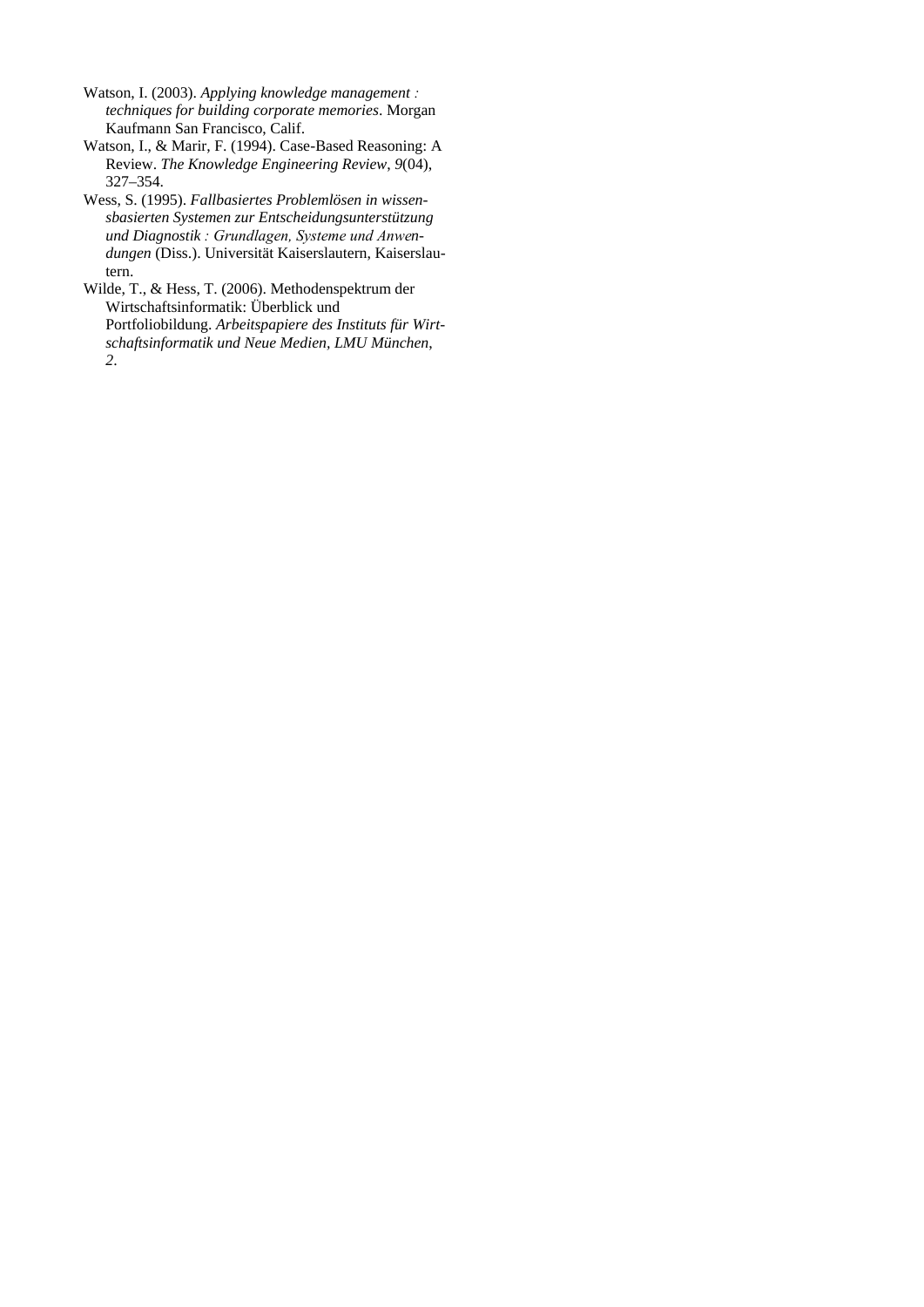Watson, I. (2003). *Applying knowledge management : techniques for building corporate memories*. Morgan Kaufmann San Francisco, Calif.

Watson, I., & Marir, F. (1994). Case-Based Reasoning: A Review. *The Knowledge Engineering Review*, *9*(04), 327–354.

Wess, S. (1995). *Fallbasiertes Problemlösen in wissensbasierten Systemen zur Entscheidungsunterstützung und Diagnostik : Grundlagen, Systeme und Anwendungen* (Diss.). Universität Kaiserslautern, Kaiserslautern.

Wilde, T., & Hess, T. (2006). Methodenspektrum der Wirtschaftsinformatik: Überblick und Portfoliobildung. *Arbeitspapiere des Instituts für Wirtschaftsinformatik und Neue Medien, LMU München*, *2*.